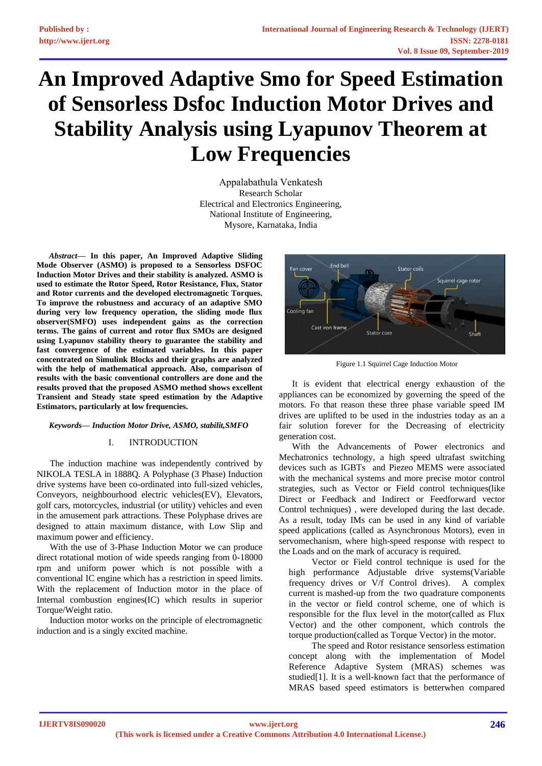# An Improved Adaptive Smo for Speed Estimation of Sensorless Dsfoc Induction Motor Drives and Stability Analysis using Lyapunov Theorem at Low Frequencies

Appalabathula Venkatesh
Research Scholar
Electrical and Electronics Engineering,
National Institute of Engineering,
Mysore, Karnataka, India

***Abstract*— In this paper, An Improved Adaptive Sliding Mode Observer (ASMO) is proposed to a Sensorless DSFOC Induction Motor Drives and their stability is analyzed. ASMO is used to estimate the Rotor Speed, Rotor Resistance, Flux, Stator and Rotor currents and the developed electromagnetic Torques. To improve the robustness and accuracy of an adaptive SMO during very low frequency operation, the sliding mode flux observer(SMFO) uses independent gains as the correction terms. The gains of current and rotor flux SMOs are designed using Lyapunov stability theory to guarantee the stability and fast convergence of the estimated variables. In this paper concentrated on Simulink Blocks and their graphs are analyzed with the help of mathematical approach. Also, comparison of results with the basic conventional controllers are done and the results proved that the proposed ASMO method shows excellent Transient and Steady state speed estimation by the Adaptive Estimators, particularly at low frequencies.**

***Keywords*— Induction Motor Drive, ASMO, stabilit,SMFO**

## I. INTRODUCTION

The induction machine was independently contrived by NIKOLA TESLA in 1888Q. A Polyphase (3 Phase) Induction drive systems have been co-ordinated into full-sized vehicles, Conveyors, neighbourhood electric vehicles(EV), Elevators, golf cars, motorcycles, industrial (or utility) vehicles and even in the amusement park attractions. These Polyphase drives are designed to attain maximum distance, with Low Slip and maximum power and efficiency.

With the use of 3-Phase Induction Motor we can produce direct rotational motion of wide speeds ranging from 0-18000 rpm and uniform power which is not possible with a conventional IC engine which has a restriction in speed limits. With the replacement of Induction motor in the place of Internal combustion engines(IC) which results in superior Torque/Weight ratio.

Induction motor works on the principle of electromagnetic induction and is a singly excited machine.

Figure 1.1 Squirrel Cage Induction Motor

It is evident that electrical energy exhaustion of the appliances can be economized by governing the speed of the motors. Fo that reason these three phase variable speed IM drives are uplifted to be used in the industries today as an a fair solution forever for the Decreasing of electricity generation cost.

With the Advancements of Power electronics and Mechatronics technology, a high speed ultrafast switching devices such as IGBTs and Piezeo MEMS were associated with the mechanical systems and more precise motor control strategies, such as Vector or Field control techniques(like Direct or Feedback and Indirect or Feedforward vector Control techniques) , were developed during the last decade. As a result, today IMs can be used in any kind of variable speed applications (called as Asynchronous Motors), even in servomechanism, where high-speed response with respect to the Loads and on the mark of accuracy is required.

Vector or Field control technique is used for the high performance Adjustable drive systems(Variable frequency drives or V/f Control drives). A complex current is mashed-up from the two quadrature components in the vector or field control scheme, one of which is responsible for the flux level in the motor(called as Flux Vector) and the other component, which controls the torque production(called as Torque Vector) in the motor.

The speed and Rotor resistance sensorless estimation concept along with the implementation of Model Reference Adaptive System (MRAS) schemes was studied[1]. It is a well-known fact that the performance of MRAS based speed estimators is betterwhen compared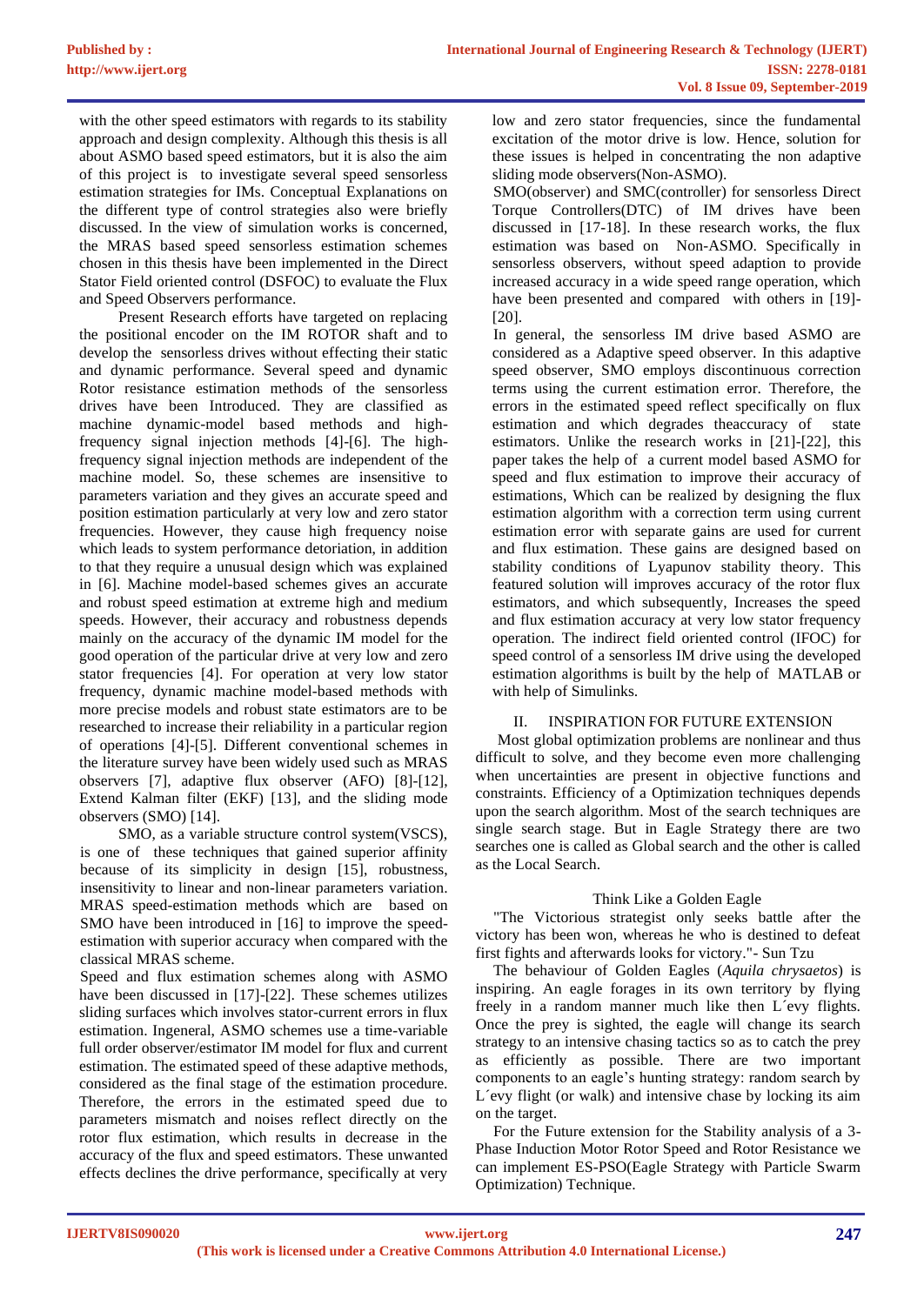with the other speed estimators with regards to its stability approach and design complexity. Although this thesis is all about ASMO based speed estimators, but it is also the aim of this project is to investigate several speed sensorless estimation strategies for IMs. Conceptual Explanations on the different type of control strategies also were briefly discussed. In the view of simulation works is concerned, the MRAS based speed sensorless estimation schemes chosen in this thesis have been implemented in the Direct Stator Field oriented control (DSFOC) to evaluate the Flux and Speed Observers performance.

Present Research efforts have targeted on replacing the positional encoder on the IM ROTOR shaft and to develop the sensorless drives without effecting their static and dynamic performance. Several speed and dynamic Rotor resistance estimation methods of the sensorless drives have been Introduced. They are classified as machine dynamic-model based methods and high-frequency signal injection methods [4]-[6]. The high-frequency signal injection methods are independent of the machine model. So, these schemes are insensitive to parameters variation and they gives an accurate speed and position estimation particularly at very low and zero stator frequencies. However, they cause high frequency noise which leads to system performance detoriation, in addition to that they require a unusual design which was explained in [6]. Machine model-based schemes gives an accurate and robust speed estimation at extreme high and medium speeds. However, their accuracy and robustness depends mainly on the accuracy of the dynamic IM model for the good operation of the particular drive at very low and zero stator frequencies [4]. For operation at very low stator frequency, dynamic machine model-based methods with more precise models and robust state estimators are to be researched to increase their reliability in a particular region of operations [4]-[5]. Different conventional schemes in the literature survey have been widely used such as MRAS observers [7], adaptive flux observer (AFO) [8]-[12], Extend Kalman filter (EKF) [13], and the sliding mode observers (SMO) [14].

SMO, as a variable structure control system(VSCS), is one of these techniques that gained superior affinity because of its simplicity in design [15], robustness, insensitivity to linear and non-linear parameters variation. MRAS speed-estimation methods which are based on SMO have been introduced in [16] to improve the speed-estimation with superior accuracy when compared with the classical MRAS scheme.

Speed and flux estimation schemes along with ASMO have been discussed in [17]-[22]. These schemes utilizes sliding surfaces which involves stator-current errors in flux estimation. Ingeneral, ASMO schemes use a time-variable full order observer/estimator IM model for flux and current estimation. The estimated speed of these adaptive methods, considered as the final stage of the estimation procedure. Therefore, the errors in the estimated speed due to parameters mismatch and noises reflect directly on the rotor flux estimation, which results in decrease in the accuracy of the flux and speed estimators. These unwanted effects declines the drive performance, specifically at very low and zero stator frequencies, since the fundamental excitation of the motor drive is low. Hence, solution for these issues is helped in concentrating the non adaptive sliding mode observers(Non-ASMO).

SMO(observer) and SMC(controller) for sensorless Direct Torque Controllers(DTC) of IM drives have been discussed in [17-18]. In these research works, the flux estimation was based on Non-ASMO. Specifically in sensorless observers, without speed adaption to provide increased accuracy in a wide speed range operation, which have been presented and compared with others in [19]-[20].

In general, the sensorless IM drive based ASMO are considered as a Adaptive speed observer. In this adaptive speed observer, SMO employs discontinuous correction terms using the current estimation error. Therefore, the errors in the estimated speed reflect specifically on flux estimation and which degrades theaccuracy of state estimators. Unlike the research works in [21]-[22], this paper takes the help of a current model based ASMO for speed and flux estimation to improve their accuracy of estimations, Which can be realized by designing the flux estimation algorithm with a correction term using current estimation error with separate gains are used for current and flux estimation. These gains are designed based on stability conditions of Lyapunov stability theory. This featured solution will improves accuracy of the rotor flux estimators, and which subsequently, Increases the speed and flux estimation accuracy at very low stator frequency operation. The indirect field oriented control (IFOC) for speed control of a sensorless IM drive using the developed estimation algorithms is built by the help of MATLAB or with help of Simulinks.

## II. INSPIRATION FOR FUTURE EXTENSION

Most global optimization problems are nonlinear and thus difficult to solve, and they become even more challenging when uncertainties are present in objective functions and constraints. Efficiency of a Optimization techniques depends upon the search algorithm. Most of the search techniques are single search stage. But in Eagle Strategy there are two searches one is called as Global search and the other is called as the Local Search.

### Think Like a Golden Eagle

"The Victorious strategist only seeks battle after the victory has been won, whereas he who is destined to defeat first fights and afterwards looks for victory."- Sun Tzu

The behaviour of Golden Eagles (*Aquila chrysaetos*) is inspiring. An eagle forages in its own territory by flying freely in a random manner much like then L´evy flights. Once the prey is sighted, the eagle will change its search strategy to an intensive chasing tactics so as to catch the prey as efficiently as possible. There are two important components to an eagle's hunting strategy: random search by L´evy flight (or walk) and intensive chase by locking its aim on the target.

For the Future extension for the Stability analysis of a 3-Phase Induction Motor Rotor Speed and Rotor Resistance we can implement ES-PSO(Eagle Strategy with Particle Swarm Optimization) Technique.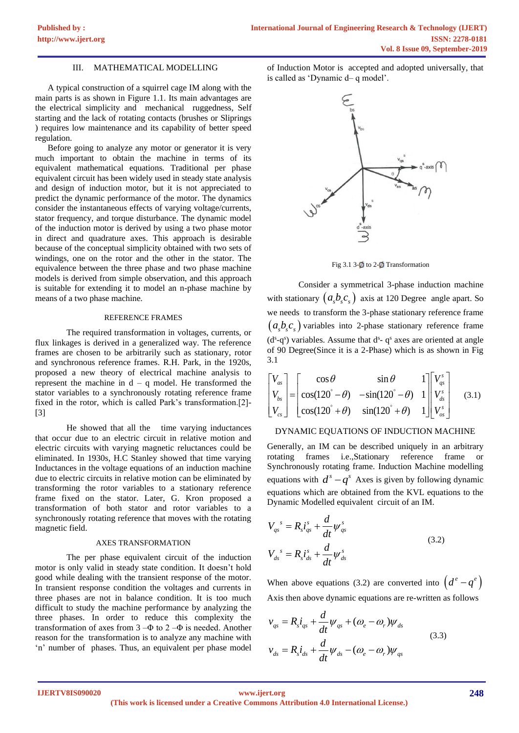### III. MATHEMATICAL MODELLING

A typical construction of a squirrel cage IM along with the main parts is as shown in Figure 1.1. Its main advantages are the electrical simplicity and mechanical ruggedness, Self starting and the lack of rotating contacts (brushes or Sliprings ) requires low maintenance and its capability of better speed regulation.

Before going to analyze any motor or generator it is very much important to obtain the machine in terms of its equivalent mathematical equations. Traditional per phase equivalent circuit has been widely used in steady state analysis and design of induction motor, but it is not appreciated to predict the dynamic performance of the motor. The dynamics consider the instantaneous effects of varying voltage/currents, stator frequency, and torque disturbance. The dynamic model of the induction motor is derived by using a two phase motor in direct and quadrature axes. This approach is desirable because of the conceptual simplicity obtained with two sets of windings, one on the rotor and the other in the stator. The equivalence between the three phase and two phase machine models is derived from simple observation, and this approach is suitable for extending it to model an n-phase machine by means of a two phase machine.

#### REFERENCE FRAMES

The required transformation in voltages, currents, or flux linkages is derived in a generalized way. The reference frames are chosen to be arbitrarily such as stationary, rotor and synchronous reference frames. R.H. Park, in the 1920s, proposed a new theory of electrical machine analysis to represent the machine in d – q model. He transformed the stator variables to a synchronously rotating reference frame fixed in the rotor, which is called Park's transformation.[2]-[3]

He showed that all the time varying inductances that occur due to an electric circuit in relative motion and electric circuits with varying magnetic reluctances could be eliminated. In 1930s, H.C Stanley showed that time varying Inductances in the voltage equations of an induction machine due to electric circuits in relative motion can be eliminated by transforming the rotor variables to a stationary reference frame fixed on the stator. Later, G. Kron proposed a transformation of both stator and rotor variables to a synchronously rotating reference that moves with the rotating magnetic field.

#### AXES TRANSFORMATION

The per phase equivalent circuit of the induction motor is only valid in steady state condition. It doesn't hold good while dealing with the transient response of the motor. In transient response condition the voltages and currents in three phases are not in balance condition. It is too much difficult to study the machine performance by analyzing the three phases. In order to reduce this complexity the transformation of axes from 3 –Φ to 2 –Φ is needed. Another reason for the transformation is to analyze any machine with 'n' number of phases. Thus, an equivalent per phase model of Induction Motor is accepted and adopted universally, that is called as 'Dynamic d– q model'.

Fig 3.1 3-Ø to 2-Ø Transformation

Consider a symmetrical 3-phase induction machine with stationary $(a_s b_s c_s)$ axis at 120 Degree angle apart. So we needs to transform the 3-phase stationary reference frame $(a_s b_s c_s)$ variables into 2-phase stationary reference frame ($d^s$-$q^s$) variables. Assume that $d^s$- $q^s$ axes are oriented at angle of 90 Degree(Since it is a 2-Phase) which is as shown in Fig 3.1

$$\begin{bmatrix} V_{as} \\ V_{bs} \\ V_{cs} \end{bmatrix} = \begin{bmatrix} \cos\theta & \sin\theta & 1 \\ \cos(120^\circ - \theta) & -\sin(120^\circ - \theta) & 1 \\ \cos(120^\circ + \theta) & \sin(120^\circ + \theta) & 1 \end{bmatrix} \begin{bmatrix} V_{qs}^s \\ V_{ds}^s \\ V_{os}^s \end{bmatrix} \quad (3.1)$$

#### DYNAMIC EQUATIONS OF INDUCTION MACHINE

Generally, an IM can be described uniquely in an arbitrary rotating frames i.e.,Stationary reference frame or Synchronously rotating frame. Induction Machine modelling equations with $d^s - q^s$ Axes is given by following dynamic equations which are obtained from the KVL equations to the Dynamic Modelled equivalent circuit of an IM.

$$V_{qs}{}^s = R_s i_{qs}^s + \frac{d}{dt}\psi_{qs}^s$$
$$V_{ds}{}^s = R_s i_{ds}^s + \frac{d}{dt}\psi_{ds}^s \quad (3.2)$$

When above equations (3.2) are converted into $(d^e - q^e)$ Axis then above dynamic equations are re-written as follows

$$v_{qs} = R_s i_{qs} + \frac{d}{dt}\psi_{qs} + (\omega_e - \omega_r)\psi_{ds}$$
$$v_{ds} = R_s i_{ds} + \frac{d}{dt}\psi_{ds} - (\omega_e - \omega_r)\psi_{qs} \quad (3.3)$$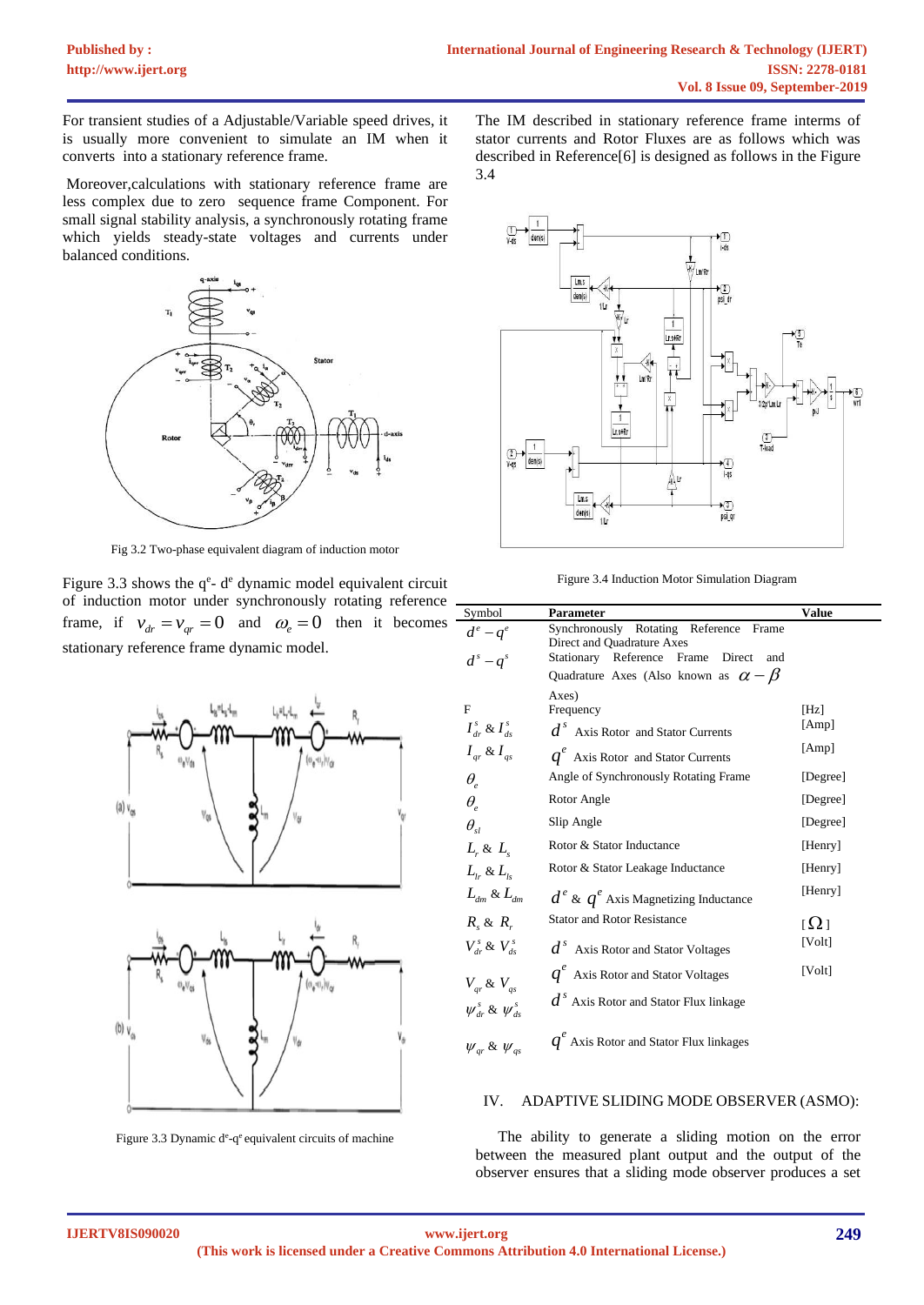For transient studies of a Adjustable/Variable speed drives, it is usually more convenient to simulate an IM when it converts into a stationary reference frame.

Moreover,calculations with stationary reference frame are less complex due to zero sequence frame Component. For small signal stability analysis, a synchronously rotating frame which yields steady-state voltages and currents under balanced conditions.

Fig 3.2 Two-phase equivalent diagram of induction motor

Figure 3.3 shows the $q^e$- $d^e$ dynamic model equivalent circuit of induction motor under synchronously rotating reference frame, if $v_{dr} = v_{qr} = 0$ and $\omega_e = 0$ then it becomes stationary reference frame dynamic model.

Figure 3.3 Dynamic $d^e$-$q^e$ equivalent circuits of machine

The IM described in stationary reference frame interms of stator currents and Rotor Fluxes are as follows which was described in Reference[6] is designed as follows in the Figure 3.4

Figure 3.4 Induction Motor Simulation Diagram

| Symbol | Parameter | Value |
|---|---|---|
| $d^e - q^e$ | Synchronously Rotating Reference Frame Direct and Quadrature Axes | |
| $d^s - q^s$ | Stationary Reference Frame Direct and Quadrature Axes (Also known as $\alpha - \beta$ Axes) | |
| F | Frequency | [Hz] |
| $I^s_{dr}$ & $I^s_{ds}$ | $d^s$ Axis Rotor and Stator Currents | [Amp] |
| $I_{qr}$ & $I_{qs}$ | $q^e$ Axis Rotor and Stator Currents | [Amp] |
| $\theta_e$ | Angle of Synchronously Rotating Frame | [Degree] |
| $\theta_e$ | Rotor Angle | [Degree] |
| $\theta_{sl}$ | Slip Angle | [Degree] |
| $L_r$ & $L_s$ | Rotor & Stator Inductance | [Henry] |
| $L_{lr}$ & $L_{ls}$ | Rotor & Stator Leakage Inductance | [Henry] |
| $L_{dm}$ & $L_{dm}$ | $d^e$ & $q^e$ Axis Magnetizing Inductance | [Henry] |
| $R_s$ & $R_r$ | Stator and Rotor Resistance | [$\Omega$] |
| $V^s_{dr}$ & $V^s_{ds}$ | $d^s$ Axis Rotor and Stator Voltages | [Volt] |
| $V_{qr}$ & $V_{qs}$ | $q^e$ Axis Rotor and Stator Voltages | [Volt] |
| $\psi^s_{dr}$ & $\psi^s_{ds}$ | $d^s$ Axis Rotor and Stator Flux linkage | |
| $\psi_{qr}$ & $\psi_{qs}$ | $q^e$ Axis Rotor and Stator Flux linkages | |

## IV. ADAPTIVE SLIDING MODE OBSERVER (ASMO):

The ability to generate a sliding motion on the error between the measured plant output and the output of the observer ensures that a sliding mode observer produces a set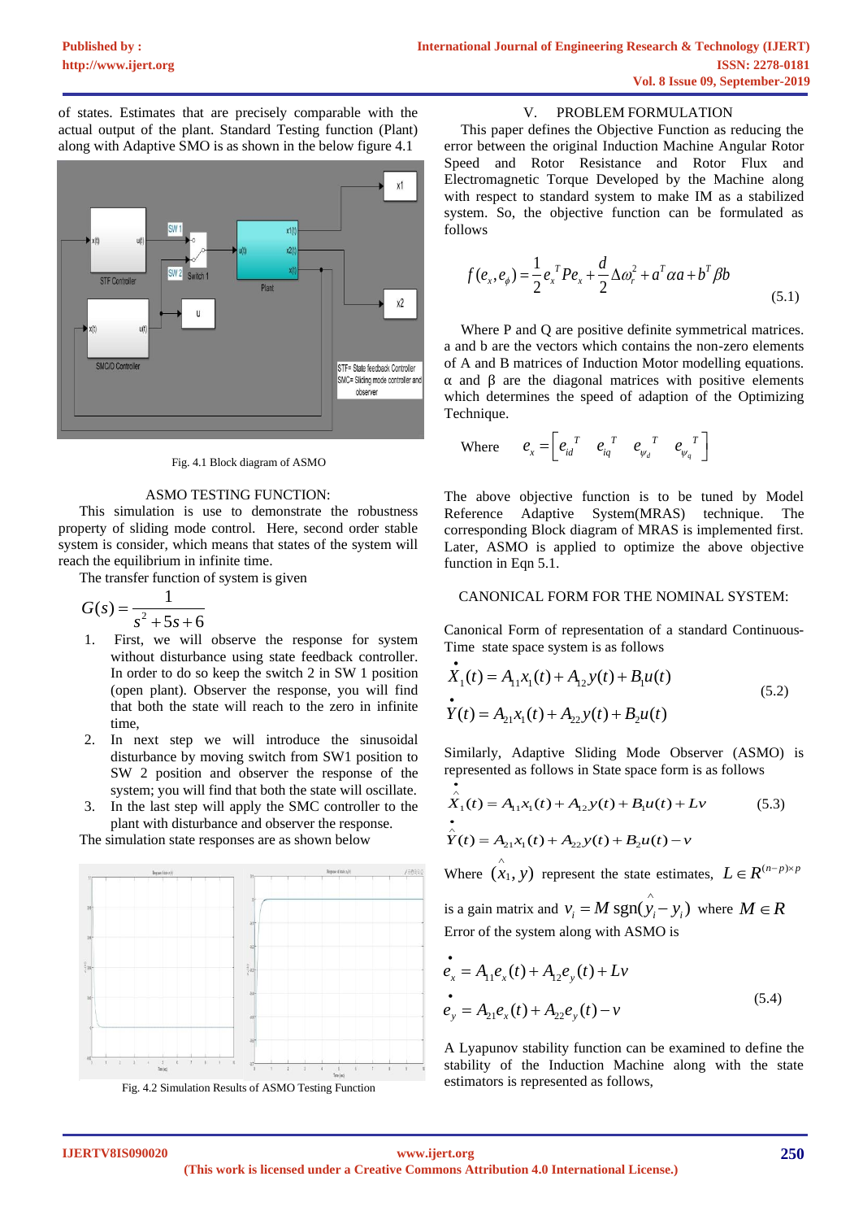of states. Estimates that are precisely comparable with the actual output of the plant. Standard Testing function (Plant) along with Adaptive SMO is as shown in the below figure 4.1

Fig. 4.1 Block diagram of ASMO

### ASMO TESTING FUNCTION:

This simulation is use to demonstrate the robustness property of sliding mode control. Here, second order stable system is consider, which means that states of the system will reach the equilibrium in infinite time.

The transfer function of system is given

$$G(s) = \frac{1}{s^2 + 5s + 6}$$

1. First, we will observe the response for system without disturbance using state feedback controller. In order to do so keep the switch 2 in SW 1 position (open plant). Observer the response, you will find that both the state will reach to the zero in infinite time,
2. In next step we will introduce the sinusoidal disturbance by moving switch from SW1 position to SW 2 position and observer the response of the system; you will find that both the state will oscillate.
3. In the last step will apply the SMC controller to the plant with disturbance and observer the response.

The simulation state responses are as shown below

Fig. 4.2 Simulation Results of ASMO Testing Function

## V. PROBLEM FORMULATION

This paper defines the Objective Function as reducing the error between the original Induction Machine Angular Rotor Speed and Rotor Resistance and Rotor Flux and Electromagnetic Torque Developed by the Machine along with respect to standard system to make IM as a stabilized system. So, the objective function can be formulated as follows

$$f(e_x, e_\phi) = \frac{1}{2} e_x^{\,T} P e_x + \frac{d}{2} \Delta\omega_r^2 + a^T \alpha a + b^T \beta b \tag{5.1}$$

Where P and Q are positive definite symmetrical matrices. a and b are the vectors which contains the non-zero elements of A and B matrices of Induction Motor modelling equations. $\alpha$ and $\beta$ are the diagonal matrices with positive elements which determines the speed of adaption of the Optimizing Technique.

Where $e_x = \left[ e_{id}^{\;T} \quad e_{iq}^{\;T} \quad e_{\psi_d}^{\;T} \quad e_{\psi_q}^{\;T} \right]$

The above objective function is to be tuned by Model Reference Adaptive System(MRAS) technique. The corresponding Block diagram of MRAS is implemented first. Later, ASMO is applied to optimize the above objective function in Eqn 5.1.

### CANONICAL FORM FOR THE NOMINAL SYSTEM:

Canonical Form of representation of a standard Continuous-Time state space system is as follows

$$\begin{aligned} \dot{X}_1(t) &= A_{11}x_1(t) + A_{12}y(t) + B_1u(t) \\ \dot{Y}(t) &= A_{21}x_1(t) + A_{22}y(t) + B_2u(t) \end{aligned} \tag{5.2}$$

Similarly, Adaptive Sliding Mode Observer (ASMO) is represented as follows in State space form is as follows

$$\begin{aligned} \dot{\hat{X}}_1(t) &= A_{11}x_1(t) + A_{12}y(t) + B_1u(t) + Lv \\ \dot{\hat{Y}}(t) &= A_{21}x_1(t) + A_{22}y(t) + B_2u(t) - v \end{aligned} \tag{5.3}$$

Where $(\hat{x}_1, y)$ represent the state estimates, $L \in R^{(n-p)\times p}$ is a gain matrix and $v_i = M\,\mathrm{sgn}(\hat{y}_i - y_i)$ where $M \in R$

Error of the system along with ASMO is

$$\begin{aligned} \dot{e}_x &= A_{11}e_x(t) + A_{12}e_y(t) + Lv \\ \dot{e}_y &= A_{21}e_x(t) + A_{22}e_y(t) - v \end{aligned} \tag{5.4}$$

A Lyapunov stability function can be examined to define the stability of the Induction Machine along with the state estimators is represented as follows,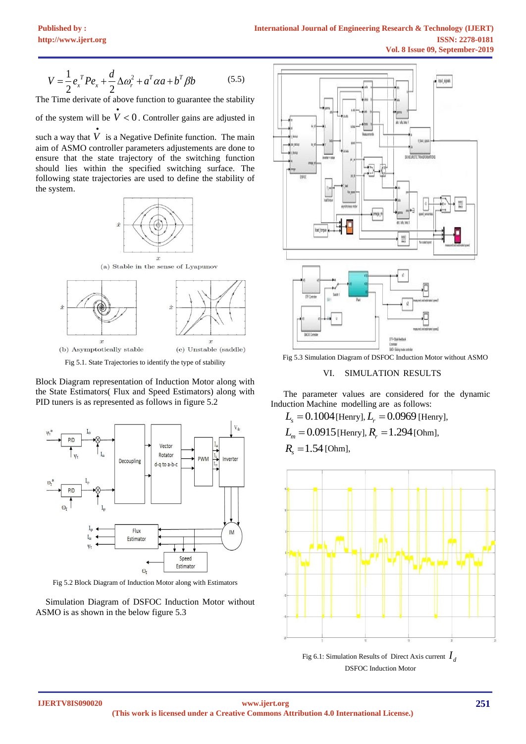$$V = \frac{1}{2} e_x^{\,T} P e_x + \frac{d}{2} \Delta\omega_r^2 + a^T \alpha a + b^T \beta b \qquad (5.5)$$

The Time derivate of above function to guarantee the stability of the system will be $\dot{V} < 0$. Controller gains are adjusted in such a way that $\dot{V}$ is a Negative Definite function. The main aim of ASMO controller parameters adjustements are done to ensure that the state trajectory of the switching function should lies within the specified switching surface. The following state trajectories are used to define the stability of the system.

(a) Stable in the sense of Lyapunov

(b) Asymptotically stable

(c) Unstable (saddle)

Fig 5.1. State Trajectories to identify the type of stability

Block Diagram representation of Induction Motor along with the State Estimators( Flux and Speed Estimators) along with PID tuners is as represented as follows in figure 5.2

Fig 5.2 Block Diagram of Induction Motor along with Estimators

Simulation Diagram of DSFOC Induction Motor without ASMO is as shown in the below figure 5.3

Fig 5.3 Simulation Diagram of DSFOC Induction Motor without ASMO

## VI. SIMULATION RESULTS

The parameter values are considered for the dynamic Induction Machine modelling are as follows:

$L_s = 0.1004$ [Henry], $L_r = 0.0969$ [Henry],

$L_m = 0.0915$ [Henry], $R_r = 1.294$ [Ohm],

$R_s = 1.54$ [Ohm],

Fig 6.1: Simulation Results of Direct Axis current $I_d$ DSFOC Induction Motor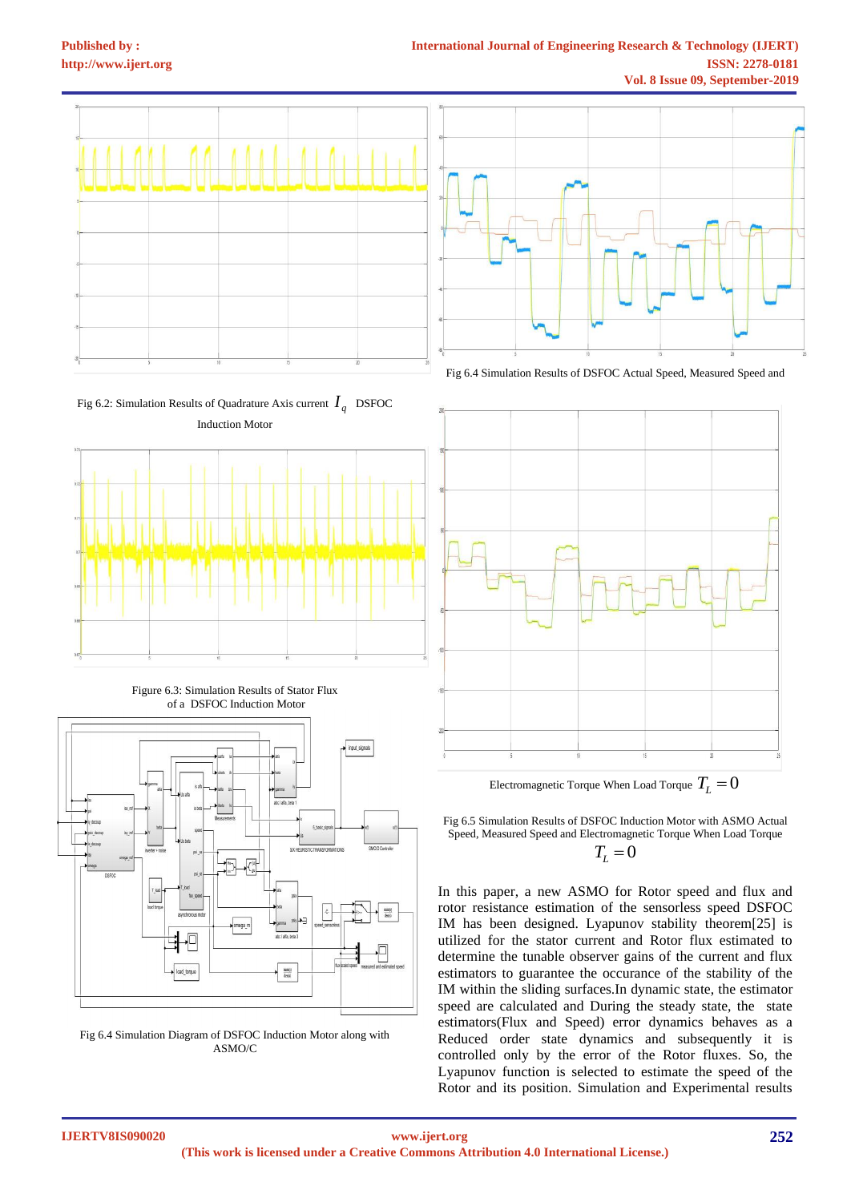Fig 6.2: Simulation Results of Quadrature Axis current $I_q$ DSFOC Induction Motor

Figure 6.3: Simulation Results of Stator Flux of a DSFOC Induction Motor

Fig 6.4 Simulation Diagram of DSFOC Induction Motor along with ASMO/C

Fig 6.4 Simulation Results of DSFOC Actual Speed, Measured Speed and Electromagnetic Torque When Load Torque $T_L = 0$

Fig 6.5 Simulation Results of DSFOC Induction Motor with ASMO Actual Speed, Measured Speed and Electromagnetic Torque When Load Torque $T_L = 0$

In this paper, a new ASMO for Rotor speed and flux and rotor resistance estimation of the sensorless speed DSFOC IM has designed. Lyapunov stability theorem[25] is utilized for the stator current and Rotor flux estimated to determine the tunable observer gains of the current and flux estimators to guarantee the occurance of the stability of the IM within the sliding surfaces.In dynamic state, the estimator speed are calculated and During the steady state, the state estimators(Flux and Speed) error dynamics behaves as a Reduced order state dynamics and subsequently it is controlled only by the error of the Rotor fluxes. So, the Lyapunov function is selected to estimate the speed of the Rotor and its position. Simulation and Experimental results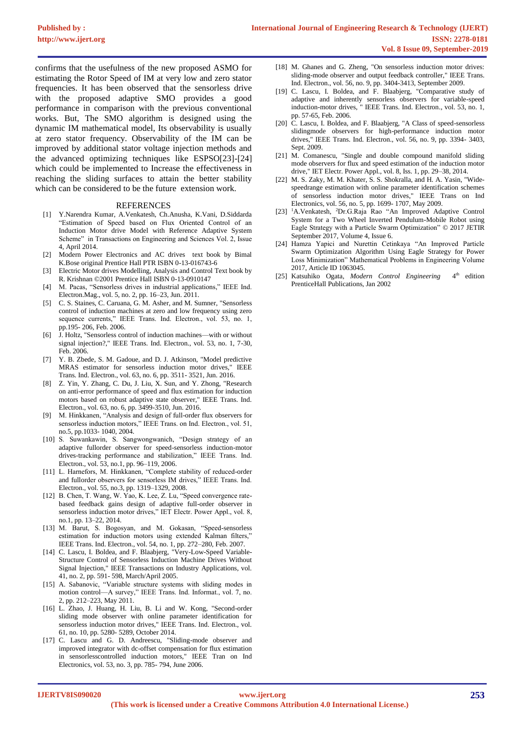confirms that the usefulness of the new proposed ASMO for estimating the Rotor Speed of IM at very low and zero stator frequencies. It has been observed that the sensorless drive with the proposed adaptive SMO provides a good performance in comparison with the previous conventional works. But, The SMO algorithm is designed using the dynamic IM mathematical model, Its observability is usually at zero stator frequency. Observability of the IM can be improved by additional stator voltage injection methods and the advanced optimizing techniques like ESPSO[23]-[24] which could be implemented to Increase the effectiveness in reaching the sliding surfaces to attain the better stability which can be considered to be the future extension work.

## REFERENCES

[1] Y.Narendra Kumar, A.Venkatesh, Ch.Anusha, K.Vani, D.Siddarda "Estimation of Speed based on Flux Oriented Control of an Induction Motor drive Model with Reference Adaptive System Scheme" in Transactions on Engineering and Sciences Vol. 2, Issue 4, April 2014.

[2] Modern Power Electronics and AC drives text book by Bimal K.Bose original Prentice Hall PTR ISBN 0-13-016743-6

[3] Electric Motor drives Modelling, Analysis and Control Text book by R. Krishnan ©2001 Prentice Hall ISBN 0-13-0910147

[4] M. Pacas, "Sensorless drives in industrial applications," IEEE Ind. Electron.Mag., vol. 5, no. 2, pp. 16–23, Jun. 2011.

[5] C. S. Staines, C. Caruana, G. M. Asher, and M. Sumner, "Sensorless control of induction machines at zero and low frequency using zero sequence currents," IEEE Trans. Ind. Electron., vol. 53, no. 1, pp.195- 206, Feb. 2006.

[6] J. Holtz, "Sensorless control of induction machines—with or without signal injection?," IEEE Trans. Ind. Electron., vol. 53, no. 1, 7-30, Feb. 2006.

[7] Y. B. Zbede, S. M. Gadoue, and D. J. Atkinson, "Model predictive MRAS estimator for sensorless induction motor drives," IEEE Trans. Ind. Electron., vol. 63, no. 6, pp. 3511- 3521, Jun. 2016.

[8] Z. Yin, Y. Zhang, C. Du, J. Liu, X. Sun, and Y. Zhong, "Research on anti-error performance of speed and flux estimation for induction motors based on robust adaptive state observer," IEEE Trans. Ind. Electron., vol. 63, no. 6, pp. 3499-3510, Jun. 2016.

[9] M. Hinkkanen, "Analysis and design of full-order flux observers for sensorless induction motors," IEEE Trans. on Ind. Electron., vol. 51, no.5, pp.1033- 1040, 2004.

[10] S. Suwankawin, S. Sangwongwanich, "Design strategy of an adaptive fullorder observer for speed-sensorless induction-motor drives-tracking performance and stabilization," IEEE Trans. Ind. Electron., vol. 53, no.1, pp. 96–119, 2006.

[11] L. Harnefors, M. Hinkkanen, "Complete stability of reduced-order and fullorder observers for sensorless IM drives," IEEE Trans. Ind. Electron., vol. 55, no.3, pp. 1319–1329, 2008.

[12] B. Chen, T. Wang, W. Yao, K. Lee, Z. Lu, "Speed convergence rate-based feedback gains design of adaptive full-order observer in sensorless induction motor drives," IET Electr. Power Appl., vol. 8, no.1, pp. 13–22, 2014.

[13] M. Barut, S. Bogosyan, and M. Gokasan, "Speed-sensorless estimation for induction motors using extended Kalman filters," IEEE Trans. Ind. Electron., vol. 54, no. 1, pp. 272–280, Feb. 2007.

[14] C. Lascu, I. Boldea, and F. Blaabjerg, "Very-Low-Speed Variable-Structure Control of Sensorless Induction Machine Drives Without Signal Injection," IEEE Transactions on Industry Applications, vol. 41, no. 2, pp. 591- 598, March/April 2005.

[15] A. Sabanovic, "Variable structure systems with sliding modes in motion control—A survey," IEEE Trans. Ind. Informat., vol. 7, no. 2, pp. 212–223, May 2011.

[16] L. Zhao, J. Huang, H. Liu, B. Li and W. Kong, "Second-order sliding mode observer with online parameter identification for sensorless induction motor drives," IEEE Trans. Ind. Electron., vol. 61, no. 10, pp. 5280- 5289, October 2014.

[17] C. Lascu and G. D. Andreescu, "Sliding-mode observer and improved integrator with dc-offset compensation for flux estimation in sensorlesscontrolled induction motors," IEEE Tran on Ind Electronics, vol. 53, no. 3, pp. 785- 794, June 2006.

[18] M. Ghanes and G. Zheng, "On sensorless induction motor drives: sliding-mode observer and output feedback controller," IEEE Trans. Ind. Electron., vol. 56, no. 9, pp. 3404-3413, September 2009.

[19] C. Lascu, I. Boldea, and F. Blaabjerg, "Comparative study of adaptive and inherently sensorless observers for variable-speed induction-motor drives, " IEEE Trans. Ind. Electron., vol. 53, no. 1, pp. 57-65, Feb. 2006.

[20] C. Lascu, I. Boldea, and F. Blaabjerg, "A Class of speed-sensorless slidingmode observers for high-performance induction motor drives," IEEE Trans. Ind. Electron., vol. 56, no. 9, pp. 3394- 3403, Sept. 2009.

[21] M. Comanescu, "Single and double compound manifold sliding mode observers for flux and speed estimation of the induction motor drive," IET Electr. Power Appl., vol. 8, Iss. 1, pp. 29–38, 2014.

[22] M. S. Zaky, M. M. Khater, S. S. Shokralla, and H. A. Yasin, "Wide-speedrange estimation with online parameter identification schemes of sensorless induction motor drives," IEEE Trans on Ind Electronics, vol. 56, no. 5, pp. 1699- 1707, May 2009.

[23] [1]A.Venkatesh, [2]Dr.G.Raja Rao "An Improved Adaptive Control System for a Two Wheel Inverted Pendulum-Mobile Robot using Eagle Strategy with a Particle Swarm Optimization" © 2017 JETIR September 2017, Volume 4, Issue 6.

[24] Hamza Yapici and Nurettin Cetinkaya "An Improved Particle Swarm Optimization Algorithm Using Eagle Strategy for Power Loss Minimization" Mathematical Problems in Engineering Volume 2017, Article ID 1063045.

[25] Katsuhiko Ogata, *Modern Control Engineering* 4th edition PrenticeHall Publications, Jan 2002